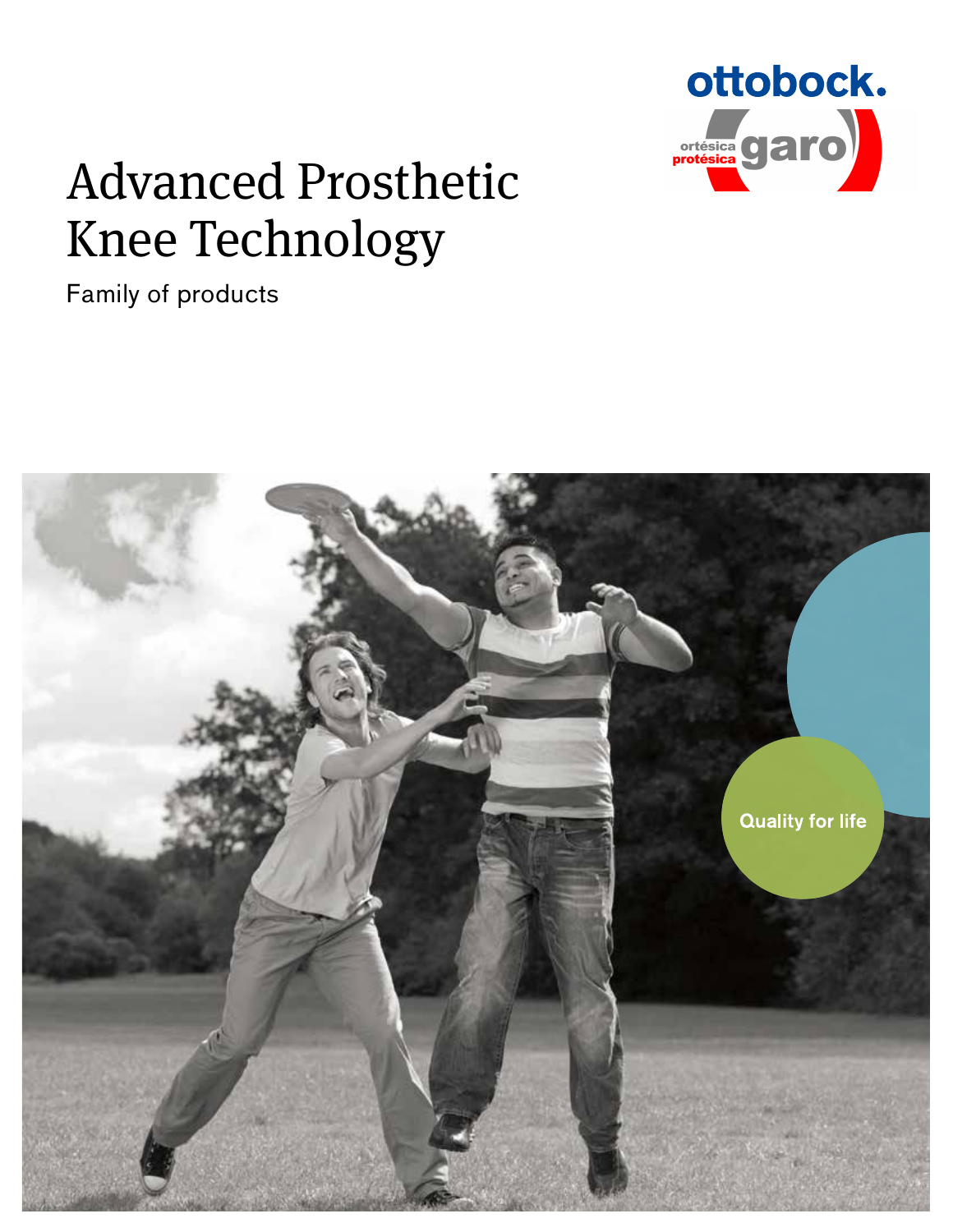ottobock.

ortésica protésica garo

# Advanced Prosthetic Knee Technology

Family of products

Quality for life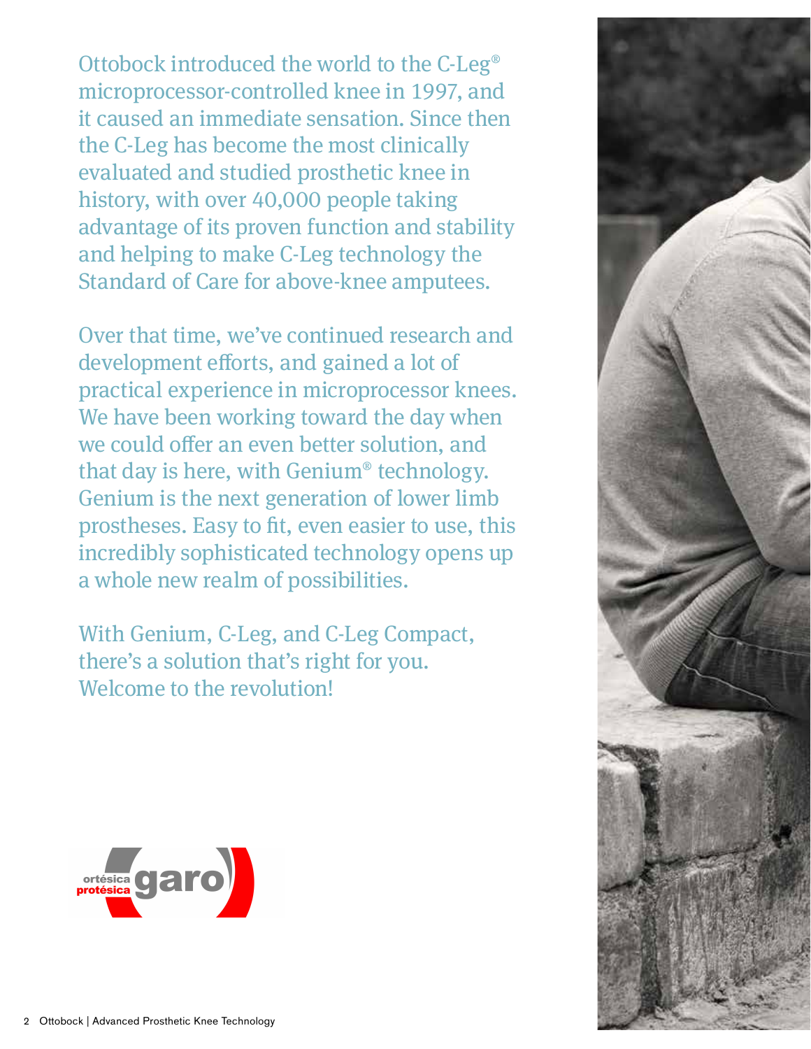Ottobock introduced the world to the C-Leg® microprocessor-controlled knee in 1997, and it caused an immediate sensation. Since then the C-Leg has become the most clinically evaluated and studied prosthetic knee in history, with over 40,000 people taking advantage of its proven function and stability and helping to make C-Leg technology the Standard of Care for above-knee amputees.

Over that time, we've continued research and development efforts, and gained a lot of practical experience in microprocessor knees. We have been working toward the day when we could offer an even better solution, and that day is here, with Genium® technology. Genium is the next generation of lower limb prostheses. Easy to fit, even easier to use, this incredibly sophisticated technology opens up a whole new realm of possibilities.

With Genium, C-Leg, and C-Leg Compact, there's a solution that's right for you. Welcome to the revolution!

ortésica protésica garo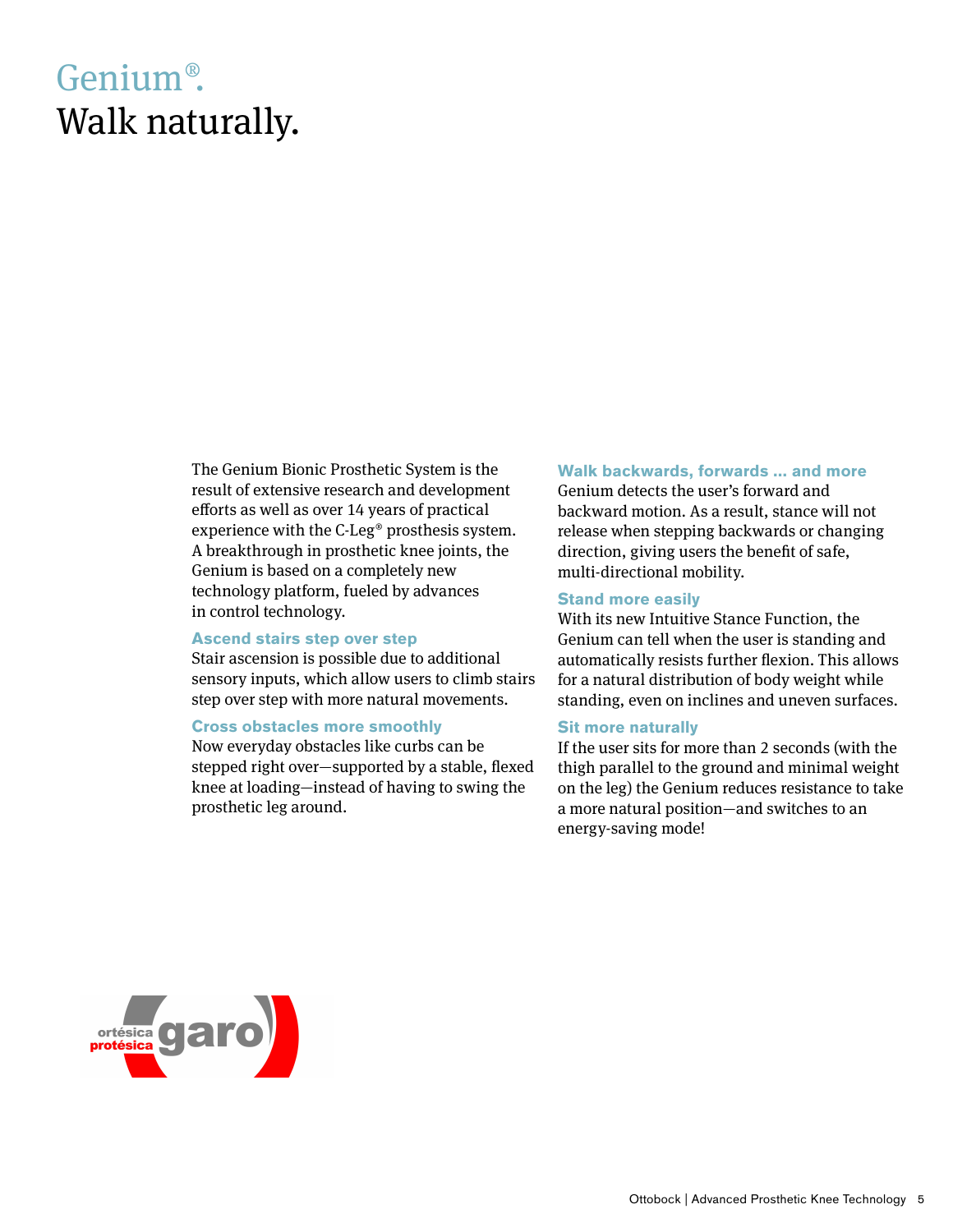# Genium®. Walk naturally.

The Genium Bionic Prosthetic System is the result of extensive research and development efforts as well as over 14 years of practical experience with the C-Leg® prosthesis system. A breakthrough in prosthetic knee joints, the Genium is based on a completely new technology platform, fueled by advances in control technology.

### Ascend stairs step over step

Stair ascension is possible due to additional sensory inputs, which allow users to climb stairs step over step with more natural movements.

### Cross obstacles more smoothly

Now everyday obstacles like curbs can be stepped right over—supported by a stable, flexed knee at loading—instead of having to swing the prosthetic leg around.

### Walk backwards, forwards ... and more

Genium detects the user's forward and backward motion. As a result, stance will not release when stepping backwards or changing direction, giving users the benefit of safe, multi-directional mobility.

### Stand more easily

With its new Intuitive Stance Function, the Genium can tell when the user is standing and automatically resists further flexion. This allows for a natural distribution of body weight while standing, even on inclines and uneven surfaces.

### Sit more naturally

If the user sits for more than 2 seconds (with the thigh parallel to the ground and minimal weight on the leg) the Genium reduces resistance to take a more natural position—and switches to an energy-saving mode!

ortésica protésica garo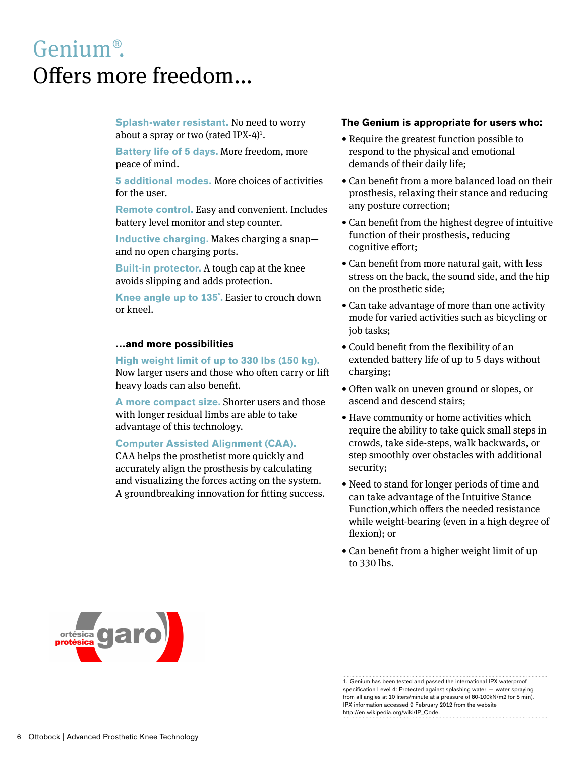# Genium®.

## Offers more freedom…

**Splash-water resistant.** No need to worry about a spray or two (rated IPX-4)[1].

**Battery life of 5 days.** More freedom, more peace of mind.

**5 additional modes.** More choices of activities for the user.

**Remote control.** Easy and convenient. Includes battery level monitor and step counter.

**Inductive charging.** Makes charging a snap—and no open charging ports.

**Built-in protector.** A tough cap at the knee avoids slipping and adds protection.

**Knee angle up to 135˚.** Easier to crouch down or kneel.

### …and more possibilities

**High weight limit of up to 330 lbs (150 kg).** Now larger users and those who often carry or lift heavy loads can also benefit.

**A more compact size.** Shorter users and those with longer residual limbs are able to take advantage of this technology.

**Computer Assisted Alignment (CAA).** CAA helps the prosthetist more quickly and accurately align the prosthesis by calculating and visualizing the forces acting on the system. A groundbreaking innovation for fitting success.

### The Genium is appropriate for users who:

- Require the greatest function possible to respond to the physical and emotional demands of their daily life;
- Can benefit from a more balanced load on their prosthesis, relaxing their stance and reducing any posture correction;
- Can benefit from the highest degree of intuitive function of their prosthesis, reducing cognitive effort;
- Can benefit from more natural gait, with less stress on the back, the sound side, and the hip on the prosthetic side;
- Can take advantage of more than one activity mode for varied activities such as bicycling or job tasks;
- Could benefit from the flexibility of an extended battery life of up to 5 days without charging;
- Often walk on uneven ground or slopes, or ascend and descend stairs;
- Have community or home activities which require the ability to take quick small steps in crowds, take side-steps, walk backwards, or step smoothly over obstacles with additional security;
- Need to stand for longer periods of time and can take advantage of the Intuitive Stance Function,which offers the needed resistance while weight-bearing (even in a high degree of flexion); or
- Can benefit from a higher weight limit of up to 330 lbs.

ortésica protésica garo

1. Genium has been tested and passed the international IPX waterproof specification Level 4: Protected against splashing water — water spraying from all angles at 10 liters/minute at a pressure of 80-100kN/m2 for 5 min). IPX information accessed 9 February 2012 from the website http://en.wikipedia.org/wiki/IP_Code.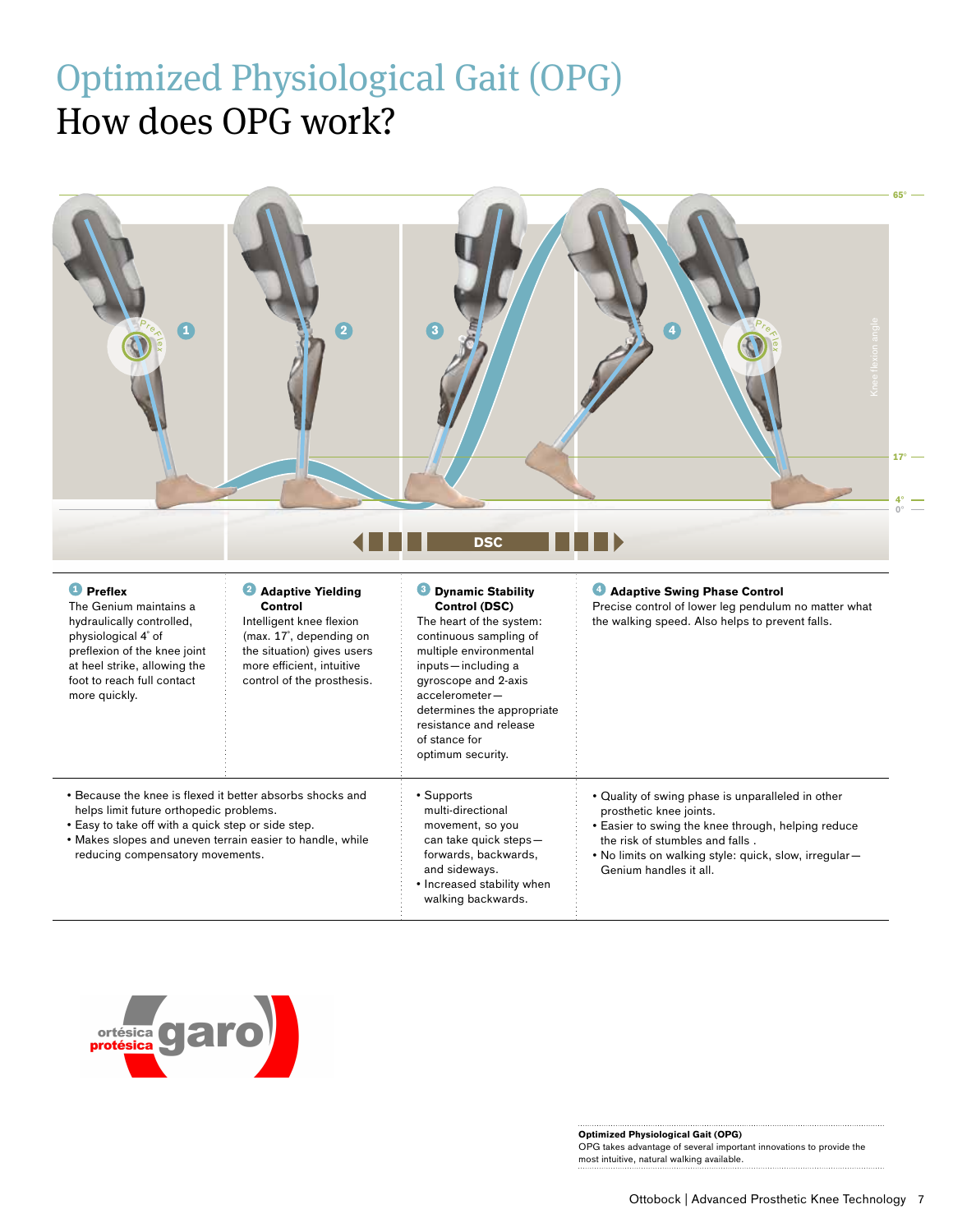# Optimized Physiological Gait (OPG)

## How does OPG work?

65°

17°

4°
0°

Knee flexion angle

DSC

**1 Preflex**
The Genium maintains a hydraulically controlled, physiological 4° of preflexion of the knee joint at heel strike, allowing the foot to reach full contact more quickly.

**2 Adaptive Yielding Control**
Intelligent knee flexion (max. 17°, depending on the situation) gives users more efficient, intuitive control of the prosthesis.

**3 Dynamic Stability Control (DSC)**
The heart of the system: continuous sampling of multiple environmental inputs — including a gyroscope and 2-axis accelerometer — determines the appropriate resistance and release of stance for optimum security.

**4 Adaptive Swing Phase Control**
Precise control of lower leg pendulum no matter what the walking speed. Also helps to prevent falls.

- Because the knee is flexed it better absorbs shocks and helps limit future orthopedic problems.
- Easy to take off with a quick step or side step.
- Makes slopes and uneven terrain easier to handle, while reducing compensatory movements.

- Supports multi-directional movement, so you can take quick steps — forwards, backwards, and sideways.
- Increased stability when walking backwards.

- Quality of swing phase is unparalleled in other prosthetic knee joints.
- Easier to swing the knee through, helping reduce the risk of stumbles and falls .
- No limits on walking style: quick, slow, irregular — Genium handles it all.

ortésica protésica garo

**Optimized Physiological Gait (OPG)**
OPG takes advantage of several important innovations to provide the most intuitive, natural walking available.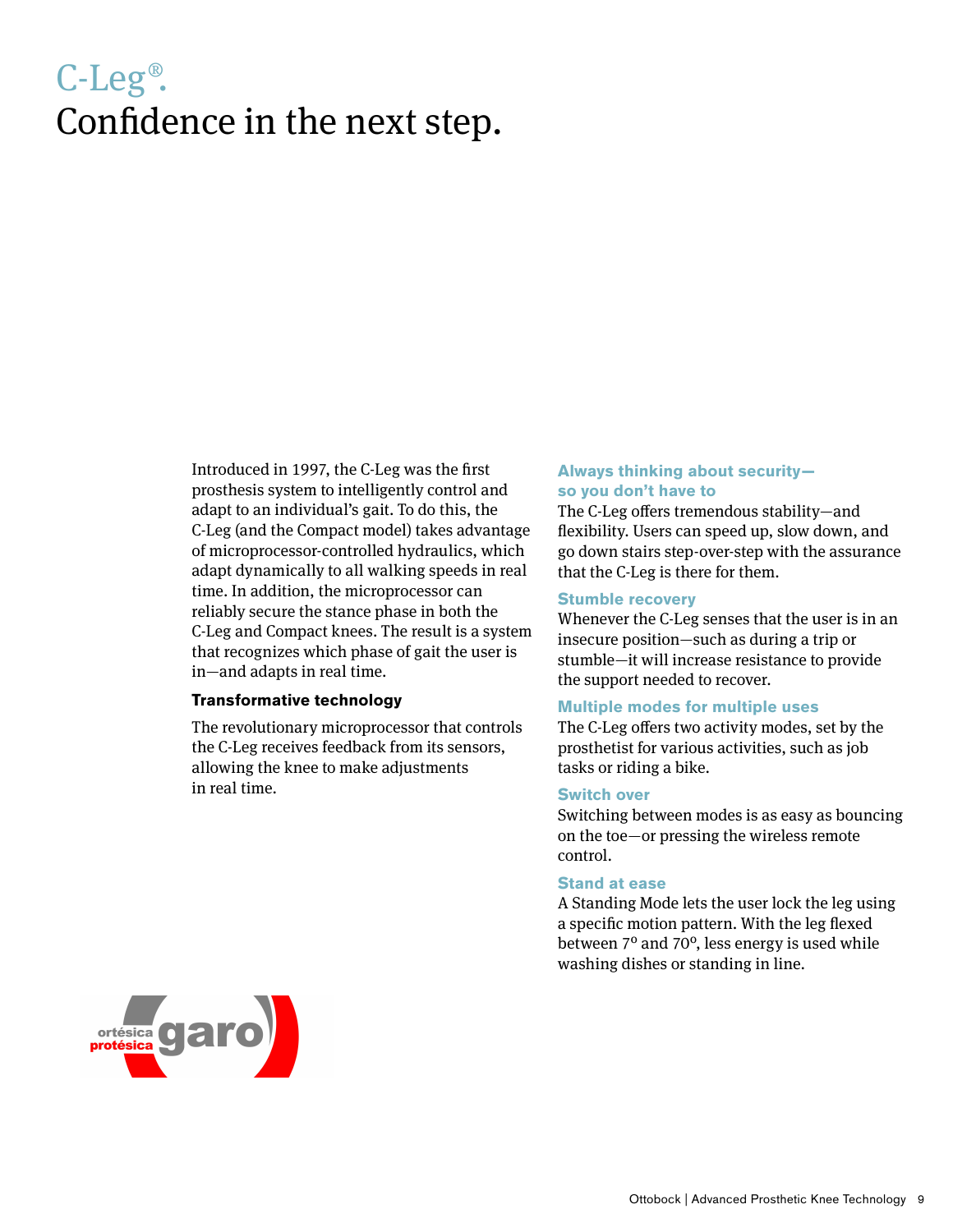# C-Leg®.
# Confidence in the next step.

Introduced in 1997, the C-Leg was the first prosthesis system to intelligently control and adapt to an individual's gait. To do this, the C-Leg (and the Compact model) takes advantage of microprocessor-controlled hydraulics, which adapt dynamically to all walking speeds in real time. In addition, the microprocessor can reliably secure the stance phase in both the C-Leg and Compact knees. The result is a system that recognizes which phase of gait the user is in—and adapts in real time.

**Transformative technology**

The revolutionary microprocessor that controls the C-Leg receives feedback from its sensors, allowing the knee to make adjustments in real time.

### Always thinking about security—so you don't have to

The C-Leg offers tremendous stability—and flexibility. Users can speed up, slow down, and go down stairs step-over-step with the assurance that the C-Leg is there for them.

### Stumble recovery

Whenever the C-Leg senses that the user is in an insecure position—such as during a trip or stumble—it will increase resistance to provide the support needed to recover.

### Multiple modes for multiple uses

The C-Leg offers two activity modes, set by the prosthetist for various activities, such as job tasks or riding a bike.

### Switch over

Switching between modes is as easy as bouncing on the toe—or pressing the wireless remote control.

### Stand at ease

A Standing Mode lets the user lock the leg using a specific motion pattern. With the leg flexed between 7° and 70°, less energy is used while washing dishes or standing in line.

ortésica protésica garo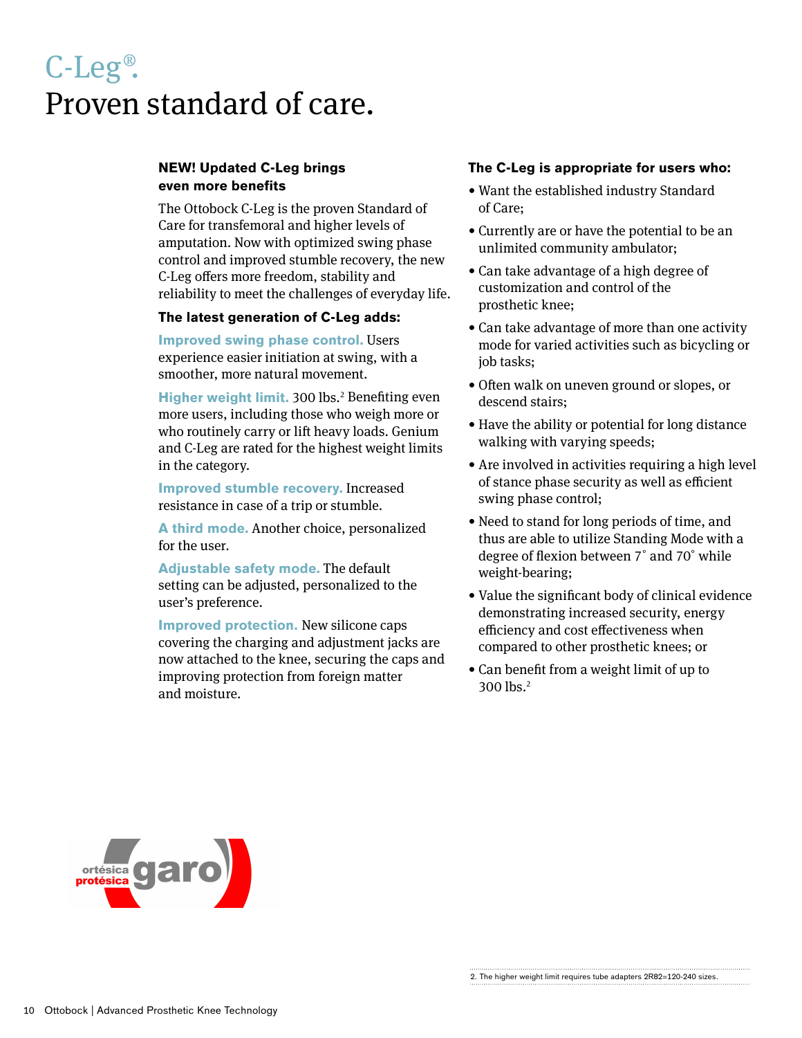# C-Leg®. Proven standard of care.

### NEW! Updated C-Leg brings even more benefits

The Ottobock C-Leg is the proven Standard of Care for transfemoral and higher levels of amputation. Now with optimized swing phase control and improved stumble recovery, the new C-Leg offers more freedom, stability and reliability to meet the challenges of everyday life.

### The latest generation of C-Leg adds:

**Improved swing phase control.** Users experience easier initiation at swing, with a smoother, more natural movement.

**Higher weight limit.** 300 lbs.[2] Benefiting even more users, including those who weigh more or who routinely carry or lift heavy loads. Genium and C-Leg are rated for the highest weight limits in the category.

**Improved stumble recovery.** Increased resistance in case of a trip or stumble.

**A third mode.** Another choice, personalized for the user.

**Adjustable safety mode.** The default setting can be adjusted, personalized to the user's preference.

**Improved protection.** New silicone caps covering the charging and adjustment jacks are now attached to the knee, securing the caps and improving protection from foreign matter and moisture.

### The C-Leg is appropriate for users who:

- Want the established industry Standard of Care;
- Currently are or have the potential to be an unlimited community ambulator;
- Can take advantage of a high degree of customization and control of the prosthetic knee;
- Can take advantage of more than one activity mode for varied activities such as bicycling or job tasks;
- Often walk on uneven ground or slopes, or descend stairs;
- Have the ability or potential for long distance walking with varying speeds;
- Are involved in activities requiring a high level of stance phase security as well as efficient swing phase control;
- Need to stand for long periods of time, and thus are able to utilize Standing Mode with a degree of flexion between 7° and 70° while weight-bearing;
- Value the significant body of clinical evidence demonstrating increased security, energy efficiency and cost effectiveness when compared to other prosthetic knees; or
- Can benefit from a weight limit of up to 300 lbs.[2]

ortésica protésica garo

2. The higher weight limit requires tube adapters 2R82=120-240 sizes.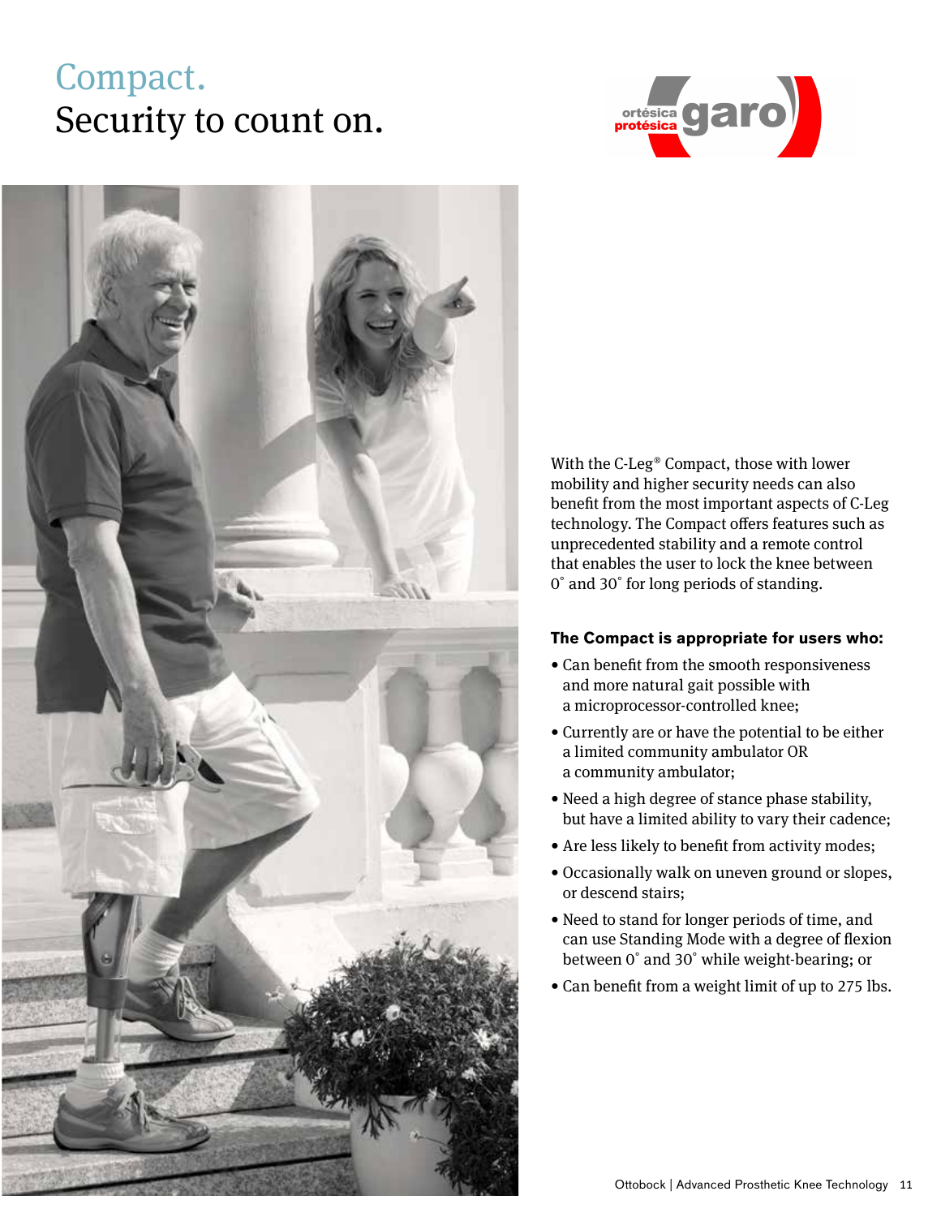# Compact.
## Security to count on.

With the C-Leg® Compact, those with lower mobility and higher security needs can also benefit from the most important aspects of C-Leg technology. The Compact offers features such as unprecedented stability and a remote control that enables the user to lock the knee between 0˚ and 30˚ for long periods of standing.

**The Compact is appropriate for users who:**

- Can benefit from the smooth responsiveness and more natural gait possible with a microprocessor-controlled knee;
- Currently are or have the potential to be either a limited community ambulator OR a community ambulator;
- Need a high degree of stance phase stability, but have a limited ability to vary their cadence;
- Are less likely to benefit from activity modes;
- Occasionally walk on uneven ground or slopes, or descend stairs;
- Need to stand for longer periods of time, and can use Standing Mode with a degree of flexion between 0˚ and 30˚ while weight-bearing; or
- Can benefit from a weight limit of up to 275 lbs.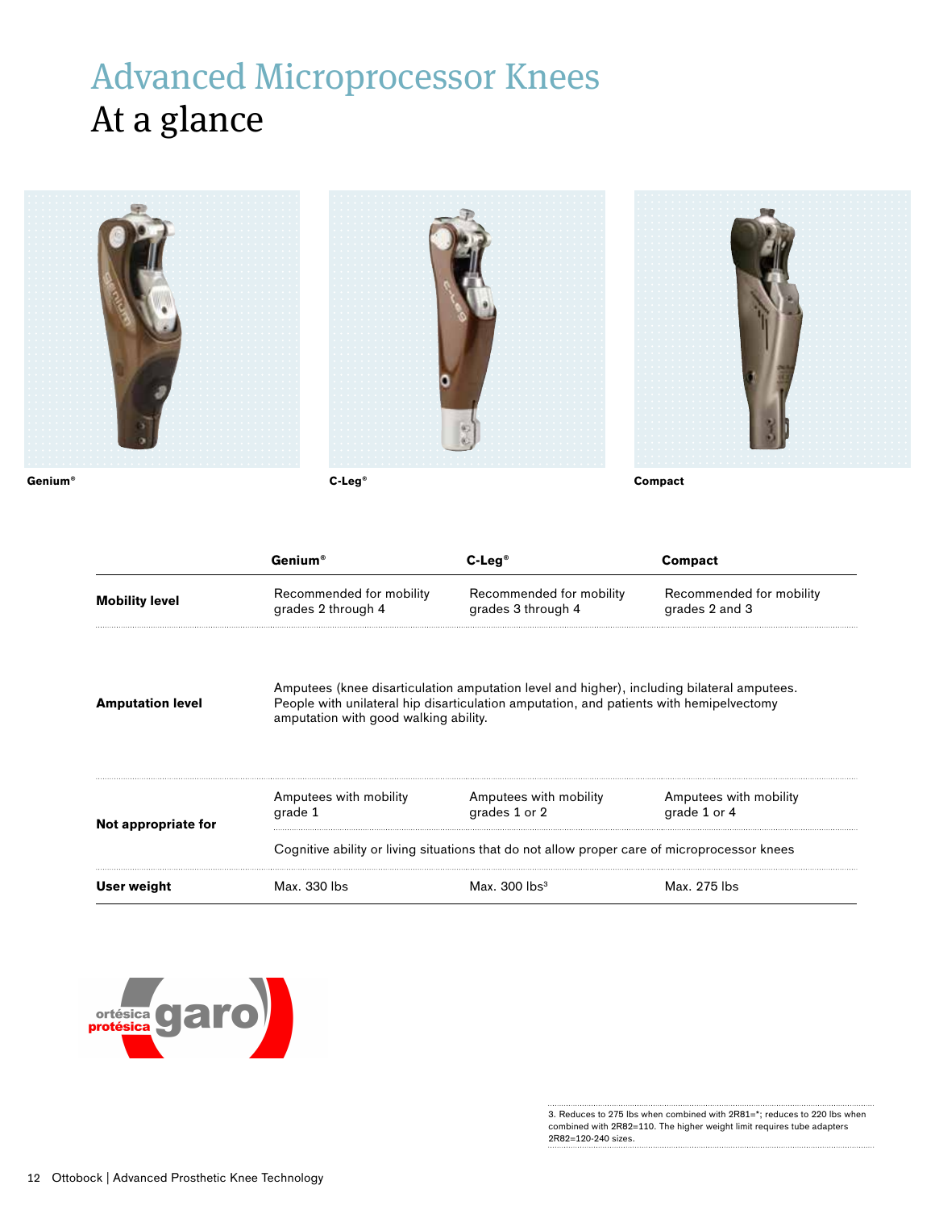# Advanced Microprocessor Knees
## At a glance

**Genium®**

**C-Leg®**

**Compact**

| | Genium® | C-Leg® | Compact |
|---|---|---|---|
| **Mobility level** | Recommended for mobility grades 2 through 4 | Recommended for mobility grades 3 through 4 | Recommended for mobility grades 2 and 3 |
| **Amputation level** | Amputees (knee disarticulation amputation level and higher), including bilateral amputees. People with unilateral hip disarticulation amputation, and patients with hemipelvectomy amputation with good walking ability. | | |
| **Not appropriate for** | Amputees with mobility grade 1 | Amputees with mobility grades 1 or 2 | Amputees with mobility grade 1 or 4 |
| | Cognitive ability or living situations that do not allow proper care of microprocessor knees | | |
| **User weight** | Max. 330 lbs | Max. 300 lbs[3] | Max. 275 lbs |

ortésica protésica garo

3. Reduces to 275 lbs when combined with 2R81=*; reduces to 220 lbs when combined with 2R82=110. The higher weight limit requires tube adapters 2R82=120-240 sizes.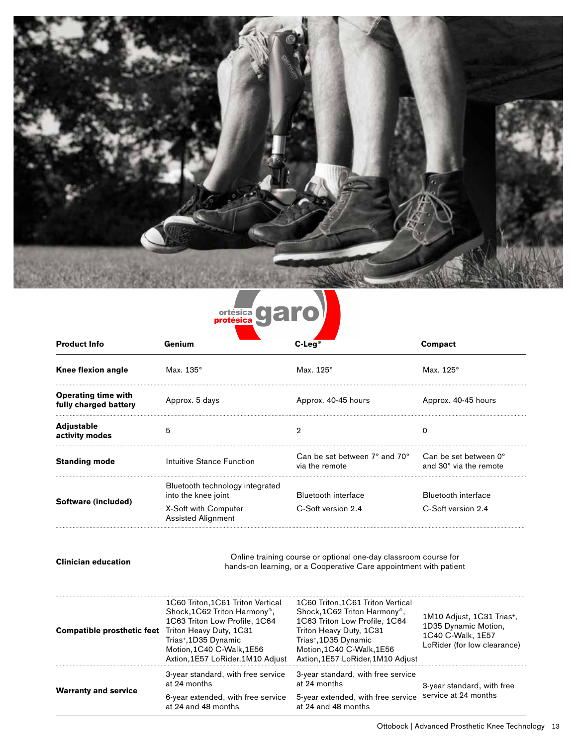| Product Info | Genium | C-Leg® | Compact |
|---|---|---|---|
| **Knee flexion angle** | Max. 135° | Max. 125° | Max. 125° |
| **Operating time with fully charged battery** | Approx. 5 days | Approx. 40-45 hours | Approx. 40-45 hours |
| **Adjustable activity modes** | 5 | 2 | 0 |
| **Standing mode** | Intuitive Stance Function | Can be set between 7° and 70° via the remote | Can be set between 0° and 30° via the remote |
| **Software (included)** | Bluetooth technology integrated into the knee joint<br>X-Soft with Computer Assisted Alignment | Bluetooth interface<br>C-Soft version 2.4 | Bluetooth interface<br>C-Soft version 2.4 |
| **Clinician education** | Online training course or optional one-day classroom course for hands-on learning, or a Cooperative Care appointment with patient | | |
| **Compatible prosthetic feet** | 1C60 Triton, 1C61 Triton Vertical Shock, 1C62 Triton Harmony®, 1C63 Triton Low Profile, 1C64 Triton Heavy Duty, 1C31 Trias+, 1D35 Dynamic Motion, 1C40 C-Walk, 1E56 Axtion, 1E57 LoRider, 1M10 Adjust | 1C60 Triton, 1C61 Triton Vertical Shock, 1C62 Triton Harmony®, 1C63 Triton Low Profile, 1C64 Triton Heavy Duty, 1C31 Trias+, 1D35 Dynamic Motion, 1C40 C-Walk, 1E56 Axtion, 1E57 LoRider, 1M10 Adjust | 1M10 Adjust, 1C31 Trias+, 1D35 Dynamic Motion, 1C40 C-Walk, 1E57 LoRider (for low clearance) |
| **Warranty and service** | 3-year standard, with free service at 24 months<br>6-year extended, with free service at 24 and 48 months | 3-year standard, with free service at 24 months<br>5-year extended, with free service at 24 and 48 months | 3-year standard, with free service at 24 months |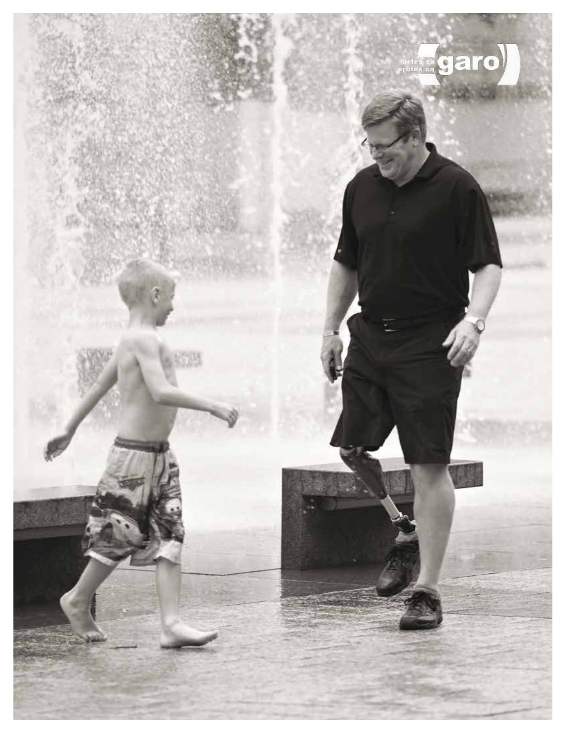ortesica protesica garo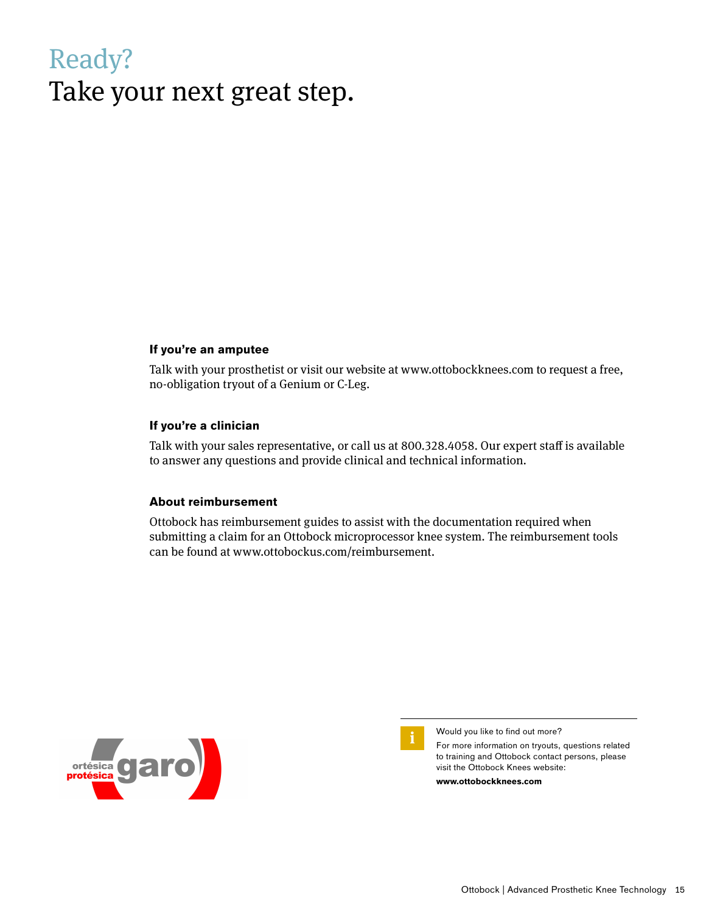# Ready?
# Take your next great step.

### If you're an amputee

Talk with your prosthetist or visit our website at www.ottobockknees.com to request a free, no-obligation tryout of a Genium or C-Leg.

### If you're a clinician

Talk with your sales representative, or call us at 800.328.4058. Our expert staff is available to answer any questions and provide clinical and technical information.

### About reimbursement

Ottobock has reimbursement guides to assist with the documentation required when submitting a claim for an Ottobock microprocessor knee system. The reimbursement tools can be found at www.ottobockus.com/reimbursement.

ortésica protésica garo

Would you like to find out more?

For more information on tryouts, questions related to training and Ottobock contact persons, please visit the Ottobock Knees website:

**www.ottobockknees.com**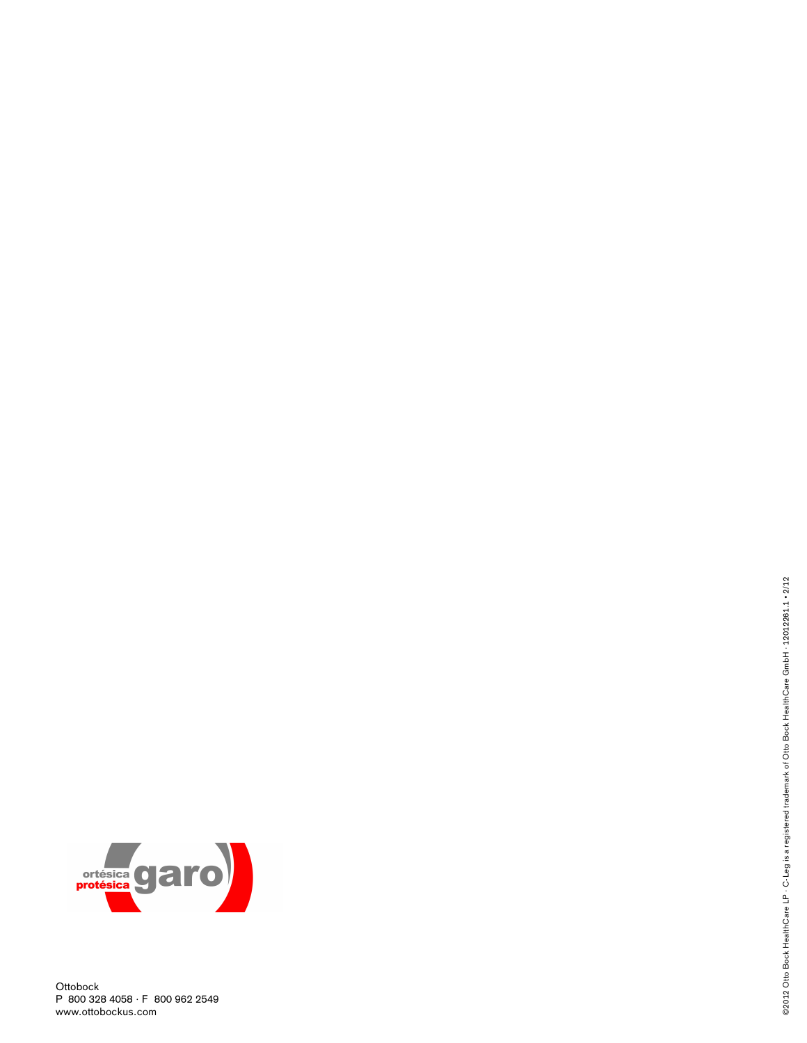ortésica
protésica
garo

Ottobock
P 800 328 4058 · F 800 962 2549
www.ottobockus.com

©2012 Otto Bock HealthCare LP · C-Leg is a registered trademark of Otto Bock HealthCare GmbH · 12012261.1 • 2/12